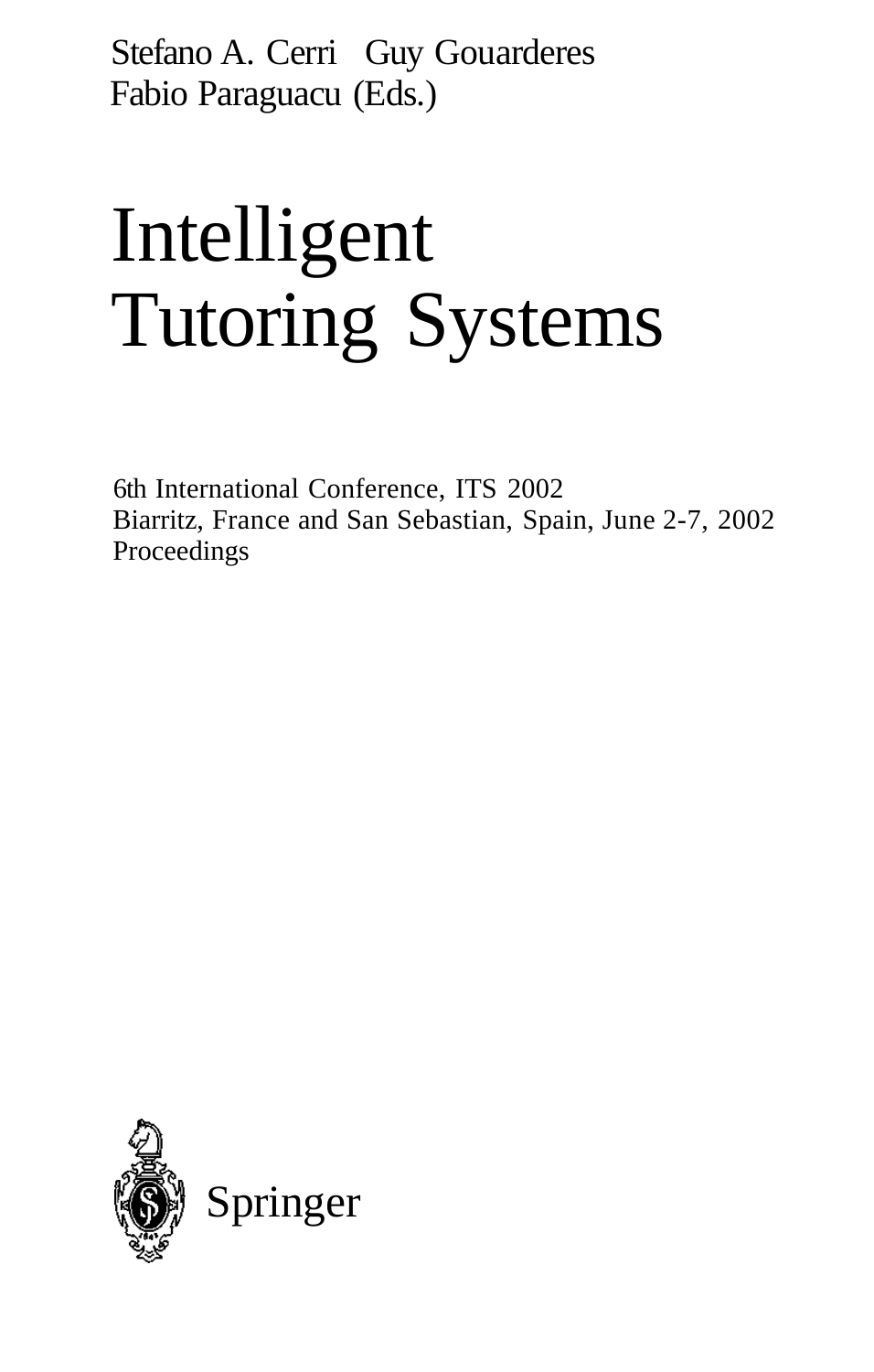Stefano A. Cerri Guy Gouarderes
Fabio Paraguacu (Eds.)

# Intelligent Tutoring Systems

6th International Conference, ITS 2002
Biarritz, France and San Sebastian, Spain, June 2-7, 2002
Proceedings

Springer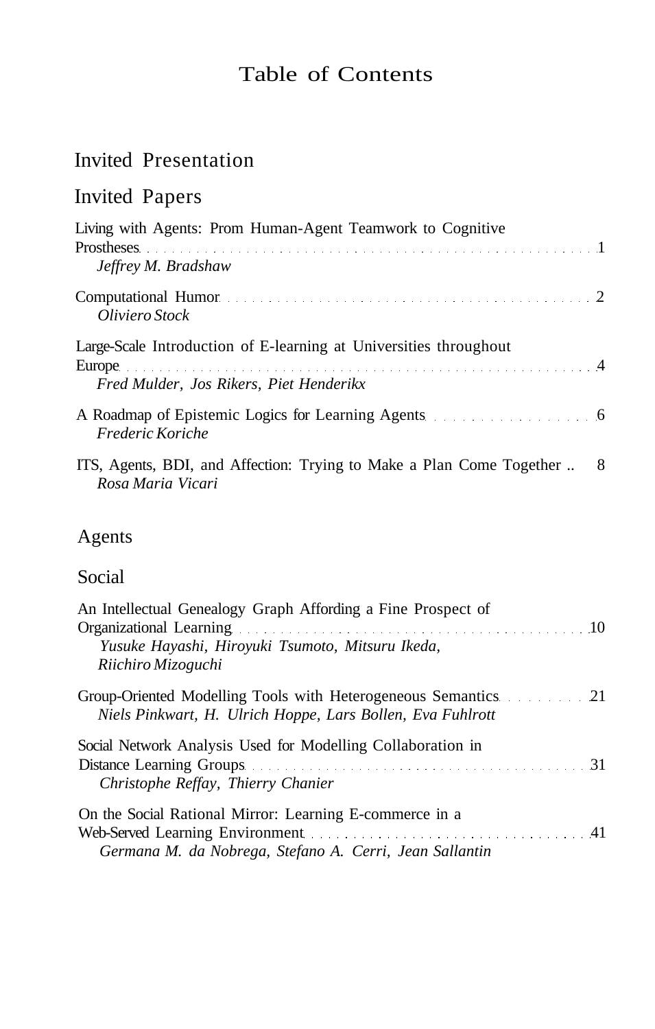# Table of Contents

## Invited Presentation

## Invited Papers

Living with Agents: Prom Human-Agent Teamwork to Cognitive Prostheses . . . . . 1
*Jeffrey M. Bradshaw*

Computational Humor . . . . . 2
*Oliviero Stock*

Large-Scale Introduction of E-learning at Universities throughout Europe . . . . . 4
*Fred Mulder, Jos Rikers, Piet Henderikx*

A Roadmap of Epistemic Logics for Learning Agents . . . . . 6
*Frederic Koriche*

ITS, Agents, BDI, and Affection: Trying to Make a Plan Come Together .. 8
*Rosa Maria Vicari*

## Agents

### Social

An Intellectual Genealogy Graph Affording a Fine Prospect of Organizational Learning . . . . . 10
*Yusuke Hayashi, Hiroyuki Tsumoto, Mitsuru Ikeda, Riichiro Mizoguchi*

Group-Oriented Modelling Tools with Heterogeneous Semantics . . . . . 21
*Niels Pinkwart, H. Ulrich Hoppe, Lars Bollen, Eva Fuhlrott*

Social Network Analysis Used for Modelling Collaboration in Distance Learning Groups . . . . . 31
*Christophe Reffay, Thierry Chanier*

On the Social Rational Mirror: Learning E-commerce in a Web-Served Learning Environment . . . . . 41
*Germana M. da Nobrega, Stefano A. Cerri, Jean Sallantin*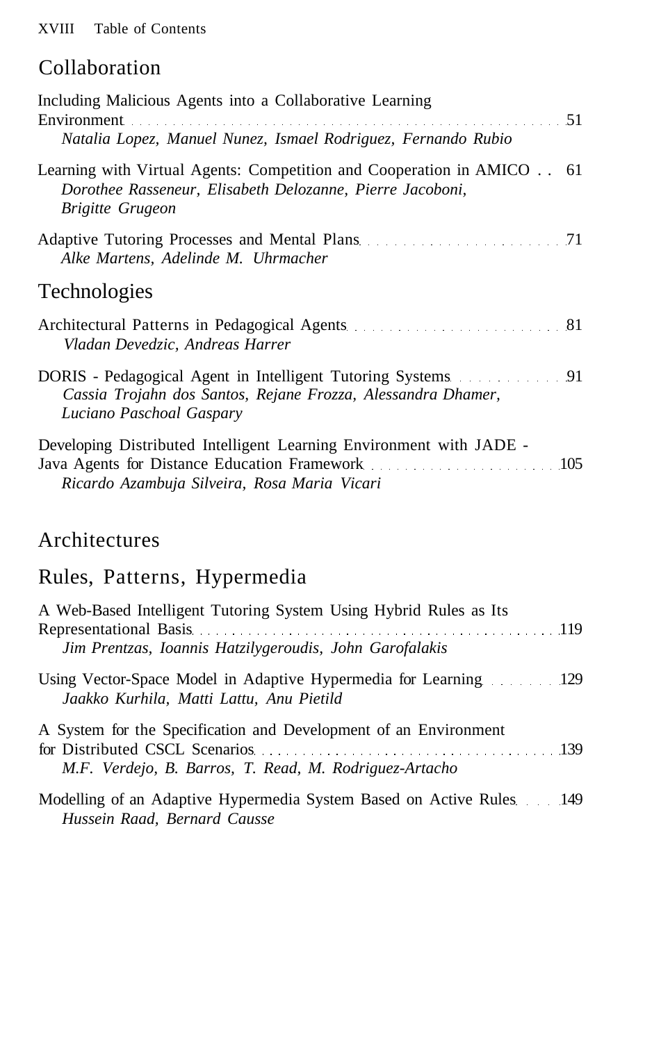## Collaboration

Including Malicious Agents into a Collaborative Learning Environment . . . 51
*Natalia Lopez, Manuel Nunez, Ismael Rodriguez, Fernando Rubio*

Learning with Virtual Agents: Competition and Cooperation in AMICO . . 61
*Dorothee Rasseneur, Elisabeth Delozanne, Pierre Jacoboni, Brigitte Grugeon*

Adaptive Tutoring Processes and Mental Plans . . . 71
*Alke Martens, Adelinde M. Uhrmacher*

## Technologies

Architectural Patterns in Pedagogical Agents . . . 81
*Vladan Devedzic, Andreas Harrer*

DORIS - Pedagogical Agent in Intelligent Tutoring Systems . . . 91
*Cassia Trojahn dos Santos, Rejane Frozza, Alessandra Dhamer, Luciano Paschoal Gaspary*

Developing Distributed Intelligent Learning Environment with JADE - Java Agents for Distance Education Framework . . . 105
*Ricardo Azambuja Silveira, Rosa Maria Vicari*

# Architectures

## Rules, Patterns, Hypermedia

A Web-Based Intelligent Tutoring System Using Hybrid Rules as Its Representational Basis . . . 119
*Jim Prentzas, Ioannis Hatzilygeroudis, John Garofalakis*

Using Vector-Space Model in Adaptive Hypermedia for Learning . . . 129
*Jaakko Kurhila, Matti Lattu, Anu Pietild*

A System for the Specification and Development of an Environment for Distributed CSCL Scenarios . . . 139
*M.F. Verdejo, B. Barros, T. Read, M. Rodriguez-Artacho*

Modelling of an Adaptive Hypermedia System Based on Active Rules . . . 149
*Hussein Raad, Bernard Causse*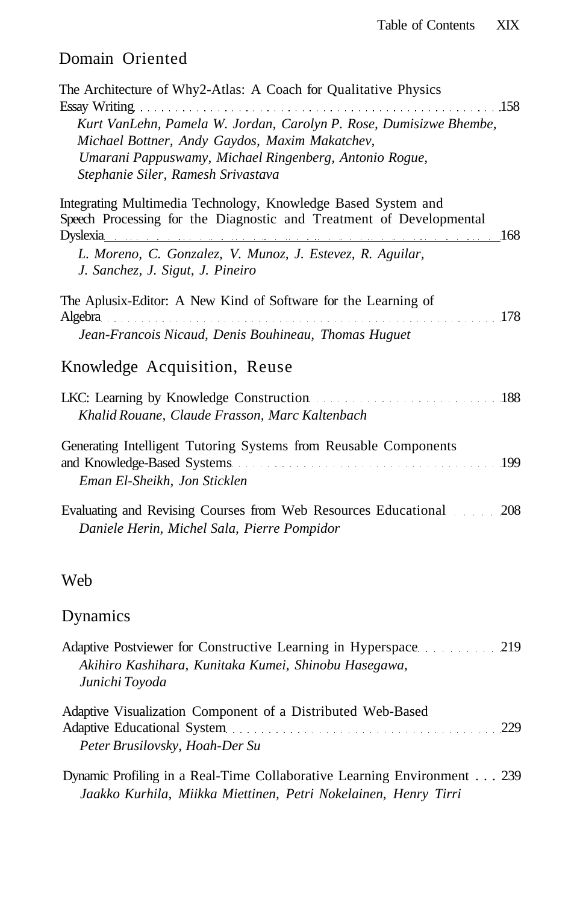## Domain Oriented

The Architecture of Why2-Atlas: A Coach for Qualitative Physics Essay Writing . . . . . . . . . . . . . . . . . . . . . . . . . . . . . . . . . . . . . . . . . . . . . . . . . 158
*Kurt VanLehn, Pamela W. Jordan, Carolyn P. Rose, Dumisizwe Bhembe, Michael Bottner, Andy Gaydos, Maxim Makatchev, Umarani Pappuswamy, Michael Ringenberg, Antonio Rogue, Stephanie Siler, Ramesh Srivastava*

Integrating Multimedia Technology, Knowledge Based System and Speech Processing for the Diagnostic and Treatment of Developmental Dyslexia . . . . . . . . . . . . . . . . . . . . . . . . . . . . . . . . . . . . . . . . . . . . . . . . 168
*L. Moreno, C. Gonzalez, V. Munoz, J. Estevez, R. Aguilar, J. Sanchez, J. Sigut, J. Pineiro*

The Aplusix-Editor: A New Kind of Software for the Learning of Algebra . . . . . . . . . . . . . . . . . . . . . . . . . . . . . . . . . . . . . . . . . . . . . . . . . . . 178
*Jean-Francois Nicaud, Denis Bouhineau, Thomas Huguet*

## Knowledge Acquisition, Reuse

LKC: Learning by Knowledge Construction . . . . . . . . . . . . . . . . . . . . . . . . . 188
*Khalid Rouane, Claude Frasson, Marc Kaltenbach*

Generating Intelligent Tutoring Systems from Reusable Components and Knowledge-Based Systems . . . . . . . . . . . . . . . . . . . . . . . . . . . . . . . . . . . 199
*Eman El-Sheikh, Jon Sticklen*

Evaluating and Revising Courses from Web Resources Educational . . . . . . 208
*Daniele Herin, Michel Sala, Pierre Pompidor*

## Web

## Dynamics

Adaptive Postviewer for Constructive Learning in Hyperspace . . . . . . . . . . 219
*Akihiro Kashihara, Kunitaka Kumei, Shinobu Hasegawa, Junichi Toyoda*

Adaptive Visualization Component of a Distributed Web-Based Adaptive Educational System . . . . . . . . . . . . . . . . . . . . . . . . . . . . . . . . . . 229
*Peter Brusilovsky, Hoah-Der Su*

Dynamic Profiling in a Real-Time Collaborative Learning Environment . . . 239
*Jaakko Kurhila, Miikka Miettinen, Petri Nokelainen, Henry Tirri*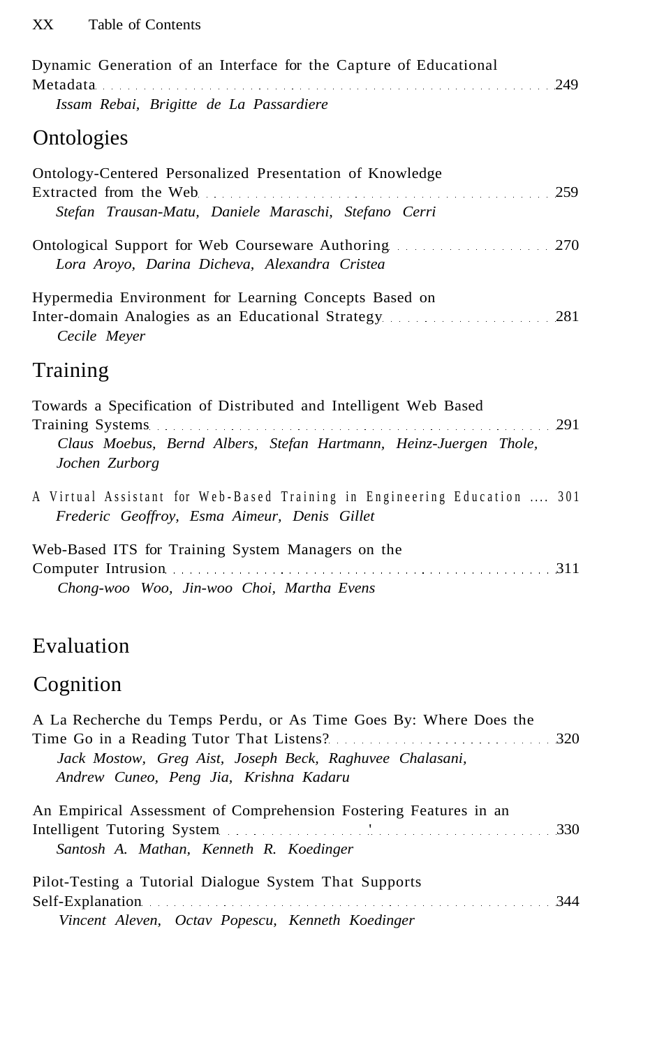Dynamic Generation of an Interface for the Capture of Educational Metadata ..... 249
*Issam Rebai, Brigitte de La Passardiere*

## Ontologies

Ontology-Centered Personalized Presentation of Knowledge Extracted from the Web ..... 259
*Stefan Trausan-Matu, Daniele Maraschi, Stefano Cerri*

Ontological Support for Web Courseware Authoring ..... 270
*Lora Aroyo, Darina Dicheva, Alexandra Cristea*

Hypermedia Environment for Learning Concepts Based on Inter-domain Analogies as an Educational Strategy ..... 281
*Cecile Meyer*

## Training

Towards a Specification of Distributed and Intelligent Web Based Training Systems ..... 291
*Claus Moebus, Bernd Albers, Stefan Hartmann, Heinz-Juergen Thole, Jochen Zurborg*

A Virtual Assistant for Web-Based Training in Engineering Education ..... 301
*Frederic Geoffroy, Esma Aimeur, Denis Gillet*

Web-Based ITS for Training System Managers on the Computer Intrusion ..... 311
*Chong-woo Woo, Jin-woo Choi, Martha Evens*

# Evaluation

## Cognition

A La Recherche du Temps Perdu, or As Time Goes By: Where Does the Time Go in a Reading Tutor That Listens? ..... 320
*Jack Mostow, Greg Aist, Joseph Beck, Raghuvee Chalasani, Andrew Cuneo, Peng Jia, Krishna Kadaru*

An Empirical Assessment of Comprehension Fostering Features in an Intelligent Tutoring System ..... 330
*Santosh A. Mathan, Kenneth R. Koedinger*

Pilot-Testing a Tutorial Dialogue System That Supports Self-Explanation ..... 344
*Vincent Aleven, Octav Popescu, Kenneth Koedinger*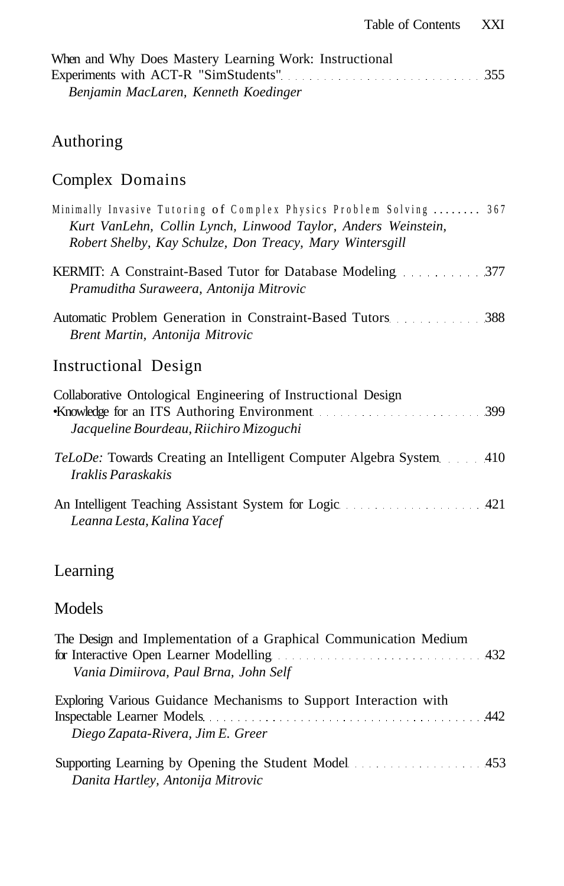When and Why Does Mastery Learning Work: Instructional Experiments with ACT-R "SimStudents" . . . . . 355
*Benjamin MacLaren, Kenneth Koedinger*

## Authoring

## Complex Domains

Minimally Invasive Tutoring of Complex Physics Problem Solving . . . . . . . . 367
*Kurt VanLehn, Collin Lynch, Linwood Taylor, Anders Weinstein, Robert Shelby, Kay Schulze, Don Treacy, Mary Wintersgill*

KERMIT: A Constraint-Based Tutor for Database Modeling . . . . . 377
*Pramuditha Suraweera, Antonija Mitrovic*

Automatic Problem Generation in Constraint-Based Tutors . . . . . 388
*Brent Martin, Antonija Mitrovic*

## Instructional Design

Collaborative Ontological Engineering of Instructional Design •Knowledge for an ITS Authoring Environment . . . . . 399
*Jacqueline Bourdeau, Riichiro Mizoguchi*

*TeLoDe:* Towards Creating an Intelligent Computer Algebra System . . . . . 410
*Iraklis Paraskakis*

An Intelligent Teaching Assistant System for Logic . . . . . 421
*Leanna Lesta, Kalina Yacef*

## Learning

## Models

The Design and Implementation of a Graphical Communication Medium for Interactive Open Learner Modelling . . . . . 432
*Vania Dimiirova, Paul Brna, John Self*

Exploring Various Guidance Mechanisms to Support Interaction with Inspectable Learner Models . . . . . 442
*Diego Zapata-Rivera, Jim E. Greer*

Supporting Learning by Opening the Student Model . . . . . 453
*Danita Hartley, Antonija Mitrovic*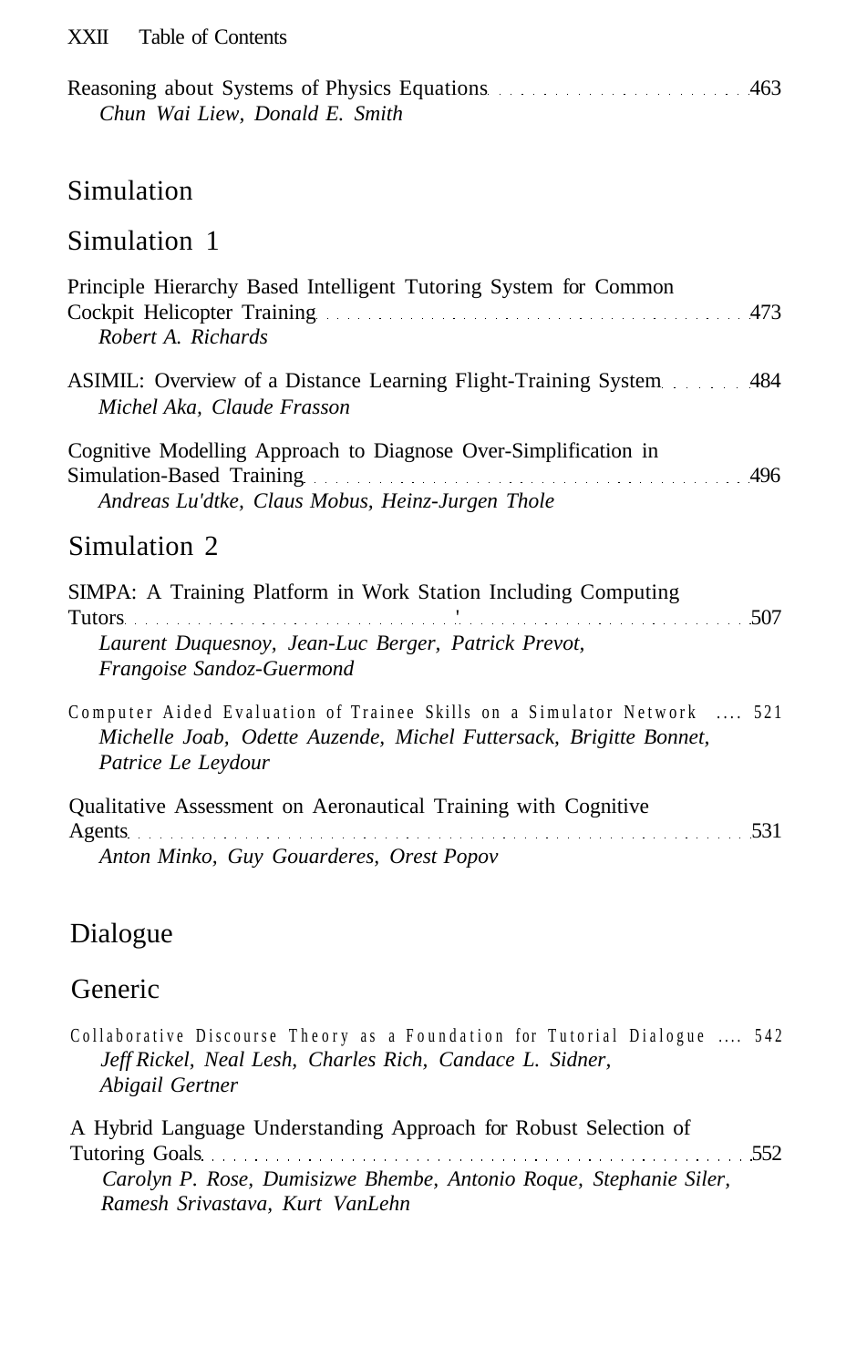Reasoning about Systems of Physics Equations ... 463
*Chun Wai Liew, Donald E. Smith*

## Simulation

### Simulation 1

Principle Hierarchy Based Intelligent Tutoring System for Common Cockpit Helicopter Training ... 473
*Robert A. Richards*

ASIMIL: Overview of a Distance Learning Flight-Training System ... 484
*Michel Aka, Claude Frasson*

Cognitive Modelling Approach to Diagnose Over-Simplification in Simulation-Based Training ... 496
*Andreas Lu'dtke, Claus Mobus, Heinz-Jurgen Thole*

### Simulation 2

SIMPA: A Training Platform in Work Station Including Computing Tutors ... 507
*Laurent Duquesnoy, Jean-Luc Berger, Patrick Prevot, Frangoise Sandoz-Guermond*

Computer Aided Evaluation of Trainee Skills on a Simulator Network ... 521
*Michelle Joab, Odette Auzende, Michel Futtersack, Brigitte Bonnet, Patrice Le Leydour*

Qualitative Assessment on Aeronautical Training with Cognitive Agents ... 531
*Anton Minko, Guy Gouarderes, Orest Popov*

## Dialogue

### Generic

Collaborative Discourse Theory as a Foundation for Tutorial Dialogue ... 542
*Jeff Rickel, Neal Lesh, Charles Rich, Candace L. Sidner, Abigail Gertner*

A Hybrid Language Understanding Approach for Robust Selection of Tutoring Goals ... 552
*Carolyn P. Rose, Dumisizwe Bhembe, Antonio Roque, Stephanie Siler, Ramesh Srivastava, Kurt VanLehn*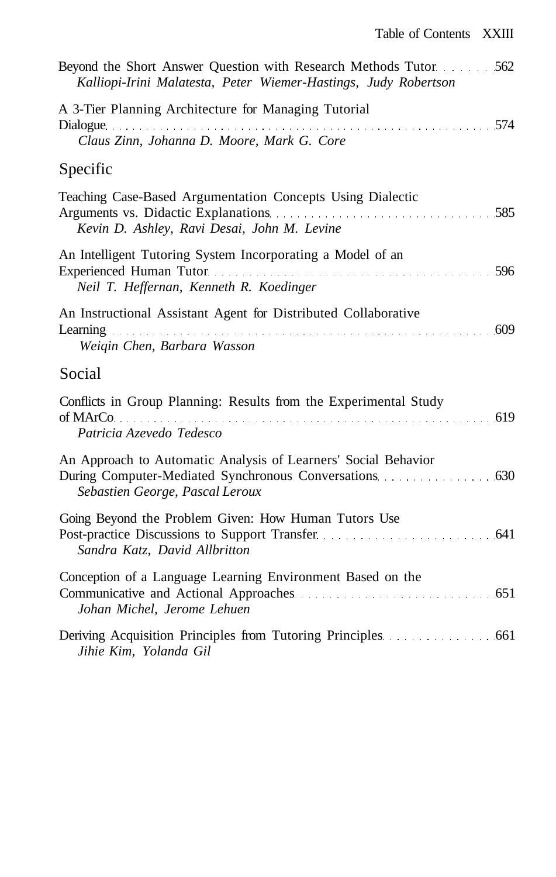Beyond the Short Answer Question with Research Methods Tutor . . . . . . . 562
*Kalliopi-Irini Malatesta, Peter Wiemer-Hastings, Judy Robertson*

A 3-Tier Planning Architecture for Managing Tutorial Dialogue . . . . . . . 574
*Claus Zinn, Johanna D. Moore, Mark G. Core*

## Specific

Teaching Case-Based Argumentation Concepts Using Dialectic Arguments vs. Didactic Explanations . . . . . . . 585
*Kevin D. Ashley, Ravi Desai, John M. Levine*

An Intelligent Tutoring System Incorporating a Model of an Experienced Human Tutor . . . . . . . 596
*Neil T. Heffernan, Kenneth R. Koedinger*

An Instructional Assistant Agent for Distributed Collaborative Learning . . . . . . . 609
*Weiqin Chen, Barbara Wasson*

## Social

Conflicts in Group Planning: Results from the Experimental Study of MArCo . . . . . . . 619
*Patricia Azevedo Tedesco*

An Approach to Automatic Analysis of Learners' Social Behavior During Computer-Mediated Synchronous Conversations . . . . . . . 630
*Sebastien George, Pascal Leroux*

Going Beyond the Problem Given: How Human Tutors Use Post-practice Discussions to Support Transfer . . . . . . . 641
*Sandra Katz, David Allbritton*

Conception of a Language Learning Environment Based on the Communicative and Actional Approaches . . . . . . . 651
*Johan Michel, Jerome Lehuen*

Deriving Acquisition Principles from Tutoring Principles . . . . . . . 661
*Jihie Kim, Yolanda Gil*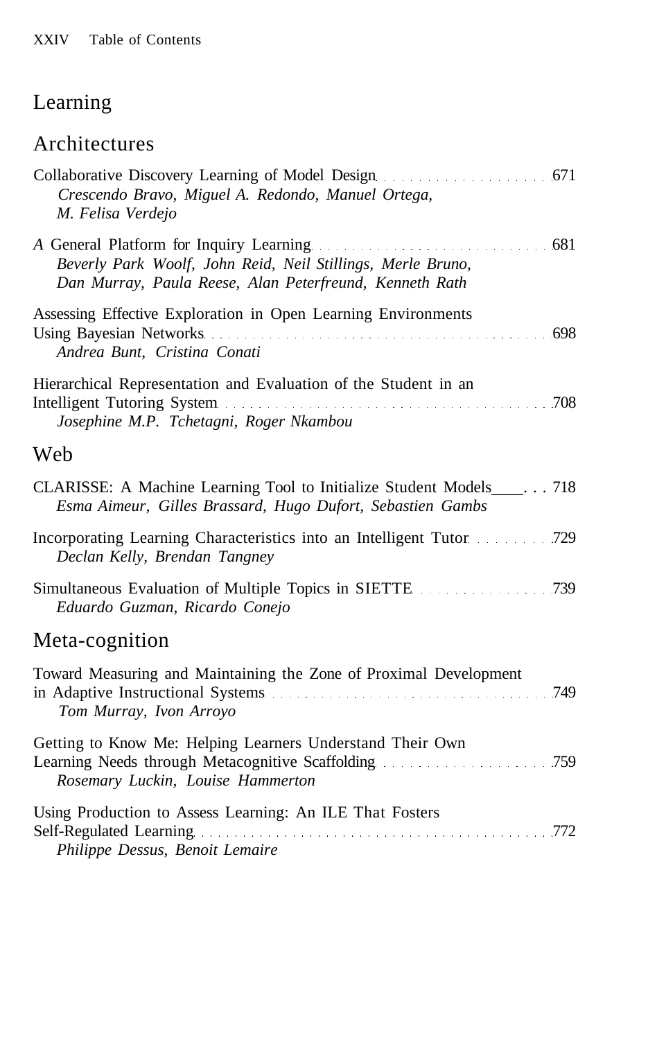## Learning

### Architectures

Collaborative Discovery Learning of Model Design . . . . . . . . . . . . . . . . . . . . 671
*Crescendo Bravo, Miguel A. Redondo, Manuel Ortega, M. Felisa Verdejo*

*A* General Platform for Inquiry Learning . . . . . . . . . . . . . . . . . . . . . . . . . . . . 681
*Beverly Park Woolf, John Reid, Neil Stillings, Merle Bruno, Dan Murray, Paula Reese, Alan Peterfreund, Kenneth Rath*

Assessing Effective Exploration in Open Learning Environments Using Bayesian Networks . . . . . . . . . . . . . . . . . . . . . . . . . . . . . . . . . . . . . . . . 698
*Andrea Bunt, Cristina Conati*

Hierarchical Representation and Evaluation of the Student in an Intelligent Tutoring System . . . . . . . . . . . . . . . . . . . . . . . . . . . . . . . . . . . . . . . 708
*Josephine M.P. Tchetagni, Roger Nkambou*

### Web

CLARISSE: A Machine Learning Tool to Initialize Student Models . . . . 718
*Esma Aimeur, Gilles Brassard, Hugo Dufort, Sebastien Gambs*

Incorporating Learning Characteristics into an Intelligent Tutor . . . . . . . . . 729
*Declan Kelly, Brendan Tangney*

Simultaneous Evaluation of Multiple Topics in SIETTE . . . . . . . . . . . . . . . . . 739
*Eduardo Guzman, Ricardo Conejo*

### Meta-cognition

Toward Measuring and Maintaining the Zone of Proximal Development in Adaptive Instructional Systems . . . . . . . . . . . . . . . . . . . . . . . . . . . . . . . . . . 749
*Tom Murray, Ivon Arroyo*

Getting to Know Me: Helping Learners Understand Their Own Learning Needs through Metacognitive Scaffolding . . . . . . . . . . . . . . . . . . . . 759
*Rosemary Luckin, Louise Hammerton*

Using Production to Assess Learning: An ILE That Fosters Self-Regulated Learning . . . . . . . . . . . . . . . . . . . . . . . . . . . . . . . . . . . . . . . . . . . . 772
*Philippe Dessus, Benoit Lemaire*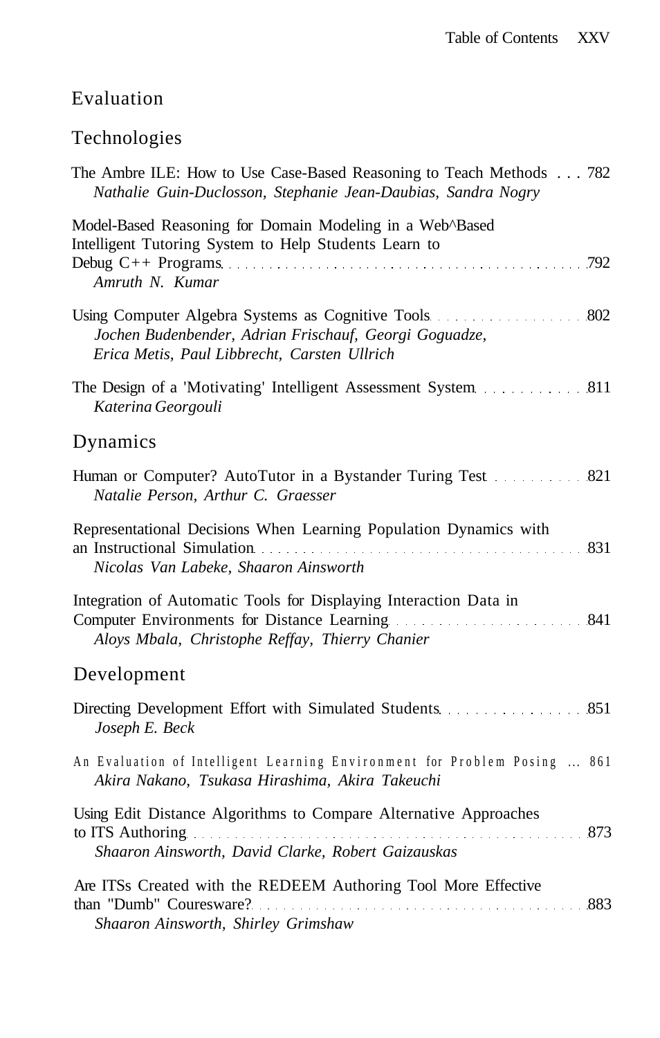## Evaluation

### Technologies

The Ambre ILE: How to Use Case-Based Reasoning to Teach Methods . . . 782
*Nathalie Guin-Duclosson, Stephanie Jean-Daubias, Sandra Nogry*

Model-Based Reasoning for Domain Modeling in a Web^Based Intelligent Tutoring System to Help Students Learn to Debug C++ Programs . . . 792
*Amruth N. Kumar*

Using Computer Algebra Systems as Cognitive Tools . . . 802
*Jochen Budenbender, Adrian Frischauf, Georgi Goguadze, Erica Metis, Paul Libbrecht, Carsten Ullrich*

The Design of a 'Motivating' Intelligent Assessment System . . . 811
*Katerina Georgouli*

### Dynamics

Human or Computer? AutoTutor in a Bystander Turing Test . . . 821
*Natalie Person, Arthur C. Graesser*

Representational Decisions When Learning Population Dynamics with an Instructional Simulation . . . 831
*Nicolas Van Labeke, Shaaron Ainsworth*

Integration of Automatic Tools for Displaying Interaction Data in Computer Environments for Distance Learning . . . 841
*Aloys Mbala, Christophe Reffay, Thierry Chanier*

### Development

Directing Development Effort with Simulated Students . . . 851
*Joseph E. Beck*

An Evaluation of Intelligent Learning Environment for Problem Posing ... 861
*Akira Nakano, Tsukasa Hirashima, Akira Takeuchi*

Using Edit Distance Algorithms to Compare Alternative Approaches to ITS Authoring . . . 873
*Shaaron Ainsworth, David Clarke, Robert Gaizauskas*

Are ITSs Created with the REDEEM Authoring Tool More Effective than "Dumb" Couresware? . . . 883
*Shaaron Ainsworth, Shirley Grimshaw*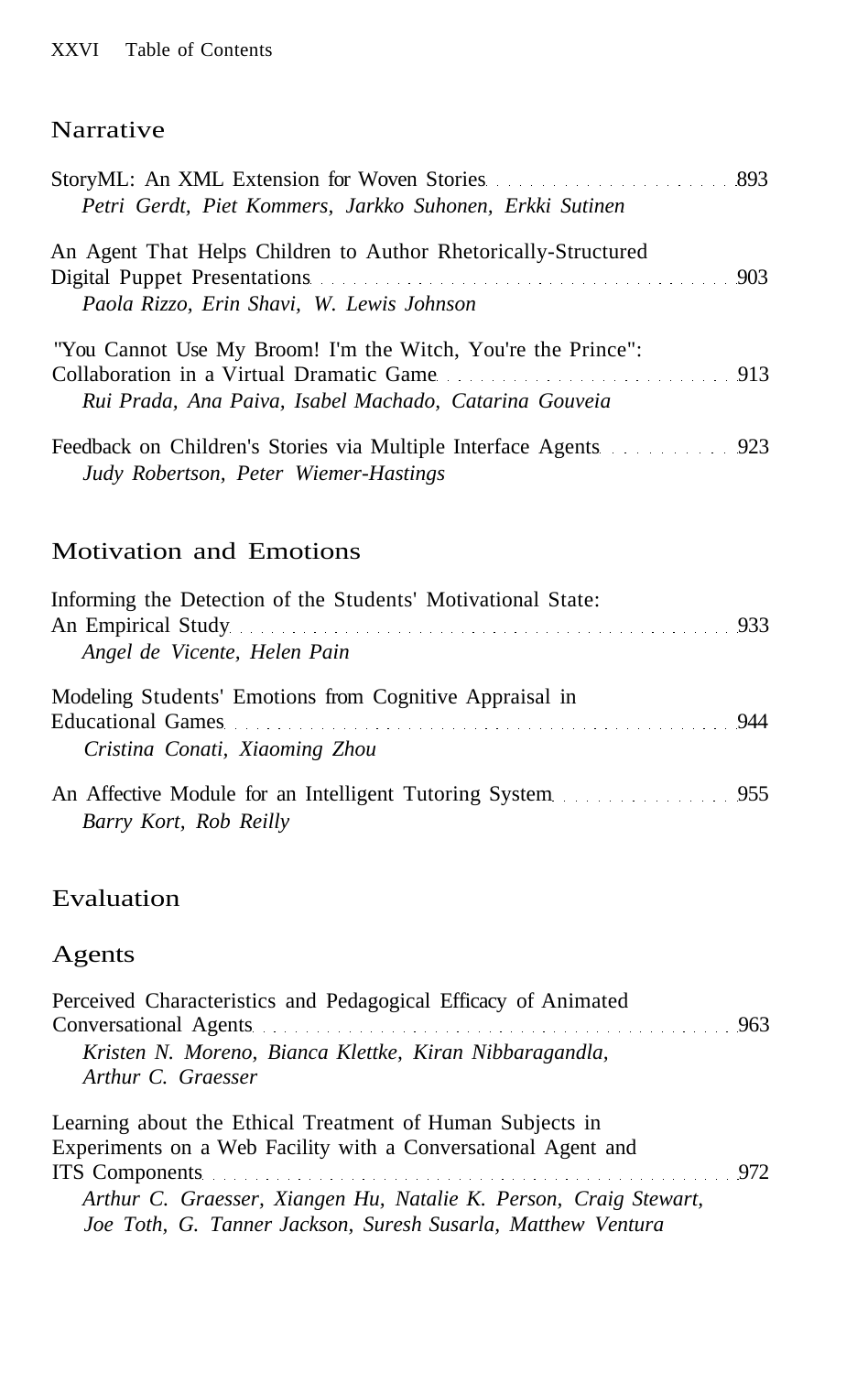## Narrative

StoryML: An XML Extension for Woven Stories ..... 893
*Petri Gerdt, Piet Kommers, Jarkko Suhonen, Erkki Sutinen*

An Agent That Helps Children to Author Rhetorically-Structured Digital Puppet Presentations ..... 903
*Paola Rizzo, Erin Shavi, W. Lewis Johnson*

"You Cannot Use My Broom! I'm the Witch, You're the Prince": Collaboration in a Virtual Dramatic Game ..... 913
*Rui Prada, Ana Paiva, Isabel Machado, Catarina Gouveia*

Feedback on Children's Stories via Multiple Interface Agents ..... 923
*Judy Robertson, Peter Wiemer-Hastings*

## Motivation and Emotions

Informing the Detection of the Students' Motivational State: An Empirical Study ..... 933
*Angel de Vicente, Helen Pain*

Modeling Students' Emotions from Cognitive Appraisal in Educational Games ..... 944
*Cristina Conati, Xiaoming Zhou*

An Affective Module for an Intelligent Tutoring System ..... 955
*Barry Kort, Rob Reilly*

## Evaluation

## Agents

Perceived Characteristics and Pedagogical Efficacy of Animated Conversational Agents ..... 963
*Kristen N. Moreno, Bianca Klettke, Kiran Nibbaragandla, Arthur C. Graesser*

Learning about the Ethical Treatment of Human Subjects in Experiments on a Web Facility with a Conversational Agent and ITS Components ..... 972
*Arthur C. Graesser, Xiangen Hu, Natalie K. Person, Craig Stewart, Joe Toth, G. Tanner Jackson, Suresh Susarla, Matthew Ventura*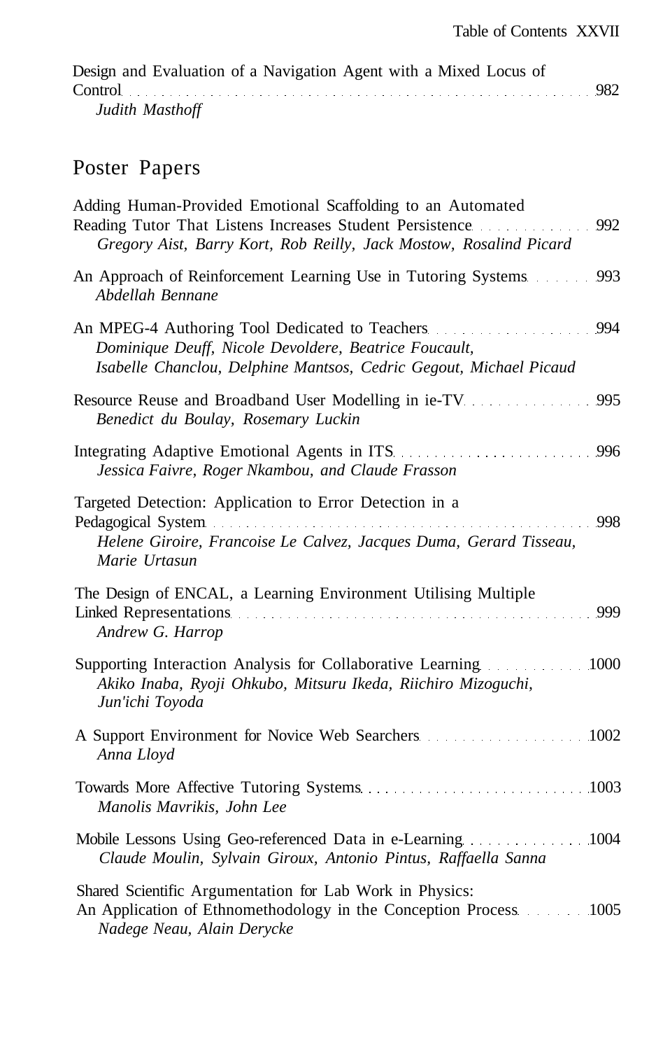Design and Evaluation of a Navigation Agent with a Mixed Locus of Control . . . . . . . . . . 982
*Judith Masthoff*

## Poster Papers

Adding Human-Provided Emotional Scaffolding to an Automated Reading Tutor That Listens Increases Student Persistence . . . . . . . . . . 992
*Gregory Aist, Barry Kort, Rob Reilly, Jack Mostow, Rosalind Picard*

An Approach of Reinforcement Learning Use in Tutoring Systems . . . . . . . . . . 993
*Abdellah Bennane*

An MPEG-4 Authoring Tool Dedicated to Teachers . . . . . . . . . . 994
*Dominique Deuff, Nicole Devoldere, Beatrice Foucault, Isabelle Chanclou, Delphine Mantsos, Cedric Gegout, Michael Picaud*

Resource Reuse and Broadband User Modelling in ie-TV . . . . . . . . . . 995
*Benedict du Boulay, Rosemary Luckin*

Integrating Adaptive Emotional Agents in ITS . . . . . . . . . . 996
*Jessica Faivre, Roger Nkambou, and Claude Frasson*

Targeted Detection: Application to Error Detection in a Pedagogical System . . . . . . . . . . 998
*Helene Giroire, Francoise Le Calvez, Jacques Duma, Gerard Tisseau, Marie Urtasun*

The Design of ENCAL, a Learning Environment Utilising Multiple Linked Representations . . . . . . . . . . 999
*Andrew G. Harrop*

Supporting Interaction Analysis for Collaborative Learning . . . . . . . . . . 1000
*Akiko Inaba, Ryoji Ohkubo, Mitsuru Ikeda, Riichiro Mizoguchi, Jun'ichi Toyoda*

A Support Environment for Novice Web Searchers . . . . . . . . . . 1002
*Anna Lloyd*

Towards More Affective Tutoring Systems . . . . . . . . . . 1003
*Manolis Mavrikis, John Lee*

Mobile Lessons Using Geo-referenced Data in e-Learning . . . . . . . . . . 1004
*Claude Moulin, Sylvain Giroux, Antonio Pintus, Raffaella Sanna*

Shared Scientific Argumentation for Lab Work in Physics: An Application of Ethnomethodology in the Conception Process . . . . . . . . . . 1005
*Nadege Neau, Alain Derycke*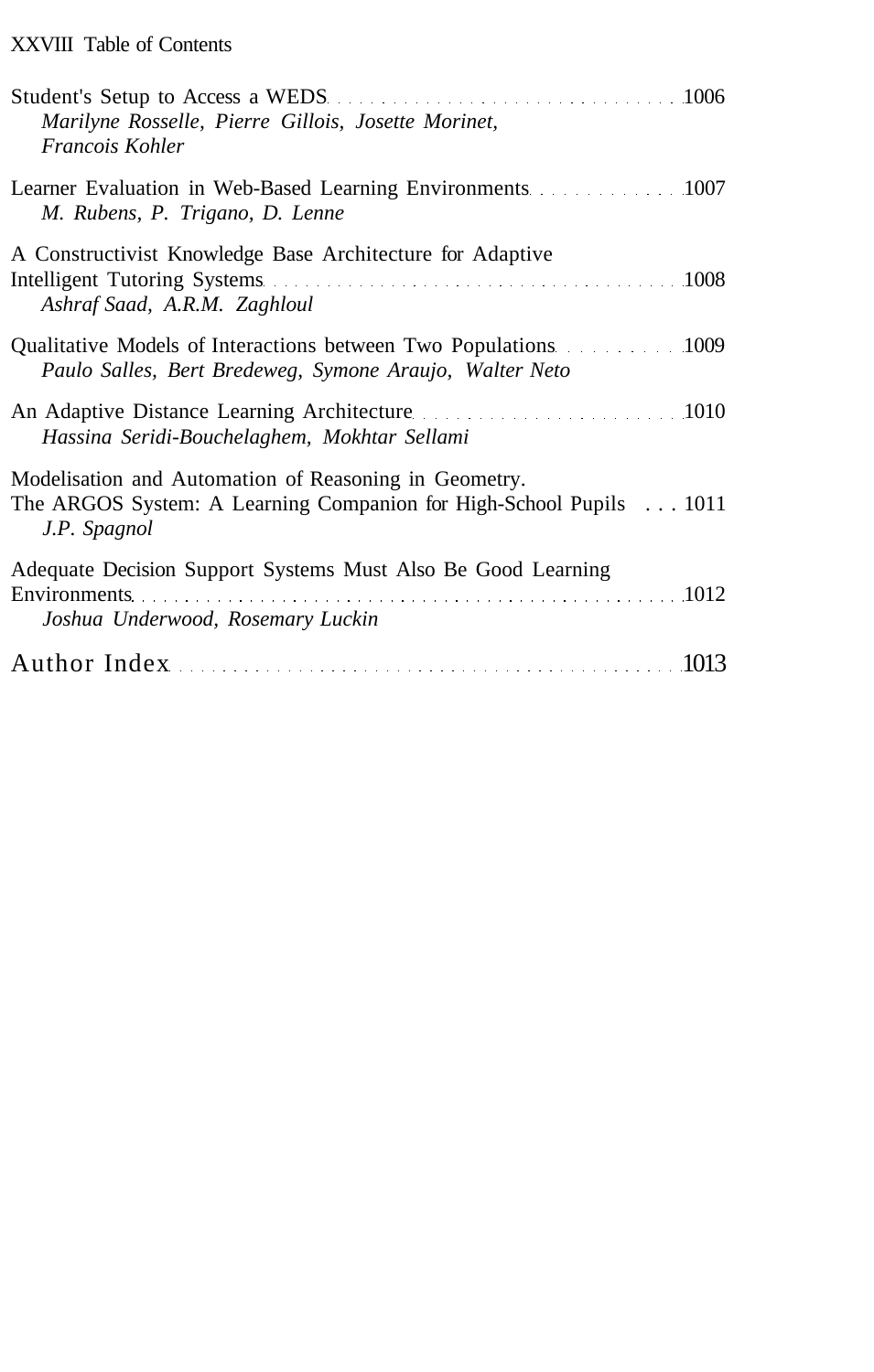Student's Setup to Access a WEDS . . . . . . . . . . . . . . . . . . . . . . . . . . . . . . . . 1006
*Marilyne Rosselle, Pierre Gillois, Josette Morinet, Francois Kohler*

Learner Evaluation in Web-Based Learning Environments . . . . . . . . . . . . . 1007
*M. Rubens, P. Trigano, D. Lenne*

A Constructivist Knowledge Base Architecture for Adaptive Intelligent Tutoring Systems . . . . . . . . . . . . . . . . . . . . . . . . . . . . . . . . . . . . 1008
*Ashraf Saad, A.R.M. Zaghloul*

Qualitative Models of Interactions between Two Populations . . . . . . . . . . 1009
*Paulo Salles, Bert Bredeweg, Symone Araujo, Walter Neto*

An Adaptive Distance Learning Architecture . . . . . . . . . . . . . . . . . . . . . . . . 1010
*Hassina Seridi-Bouchelaghem, Mokhtar Sellami*

Modelisation and Automation of Reasoning in Geometry.
The ARGOS System: A Learning Companion for High-School Pupils . . . 1011
*J.P. Spagnol*

Adequate Decision Support Systems Must Also Be Good Learning Environments . . . . . . . . . . . . . . . . . . . . . . . . . . . . . . . . . . . . . . . . . . . . . . . . . . . 1012
*Joshua Underwood, Rosemary Luckin*

Author Index . . . . . . . . . . . . . . . . . . . . . . . . . . . . . . . . . . . . . . . . . . . 1013